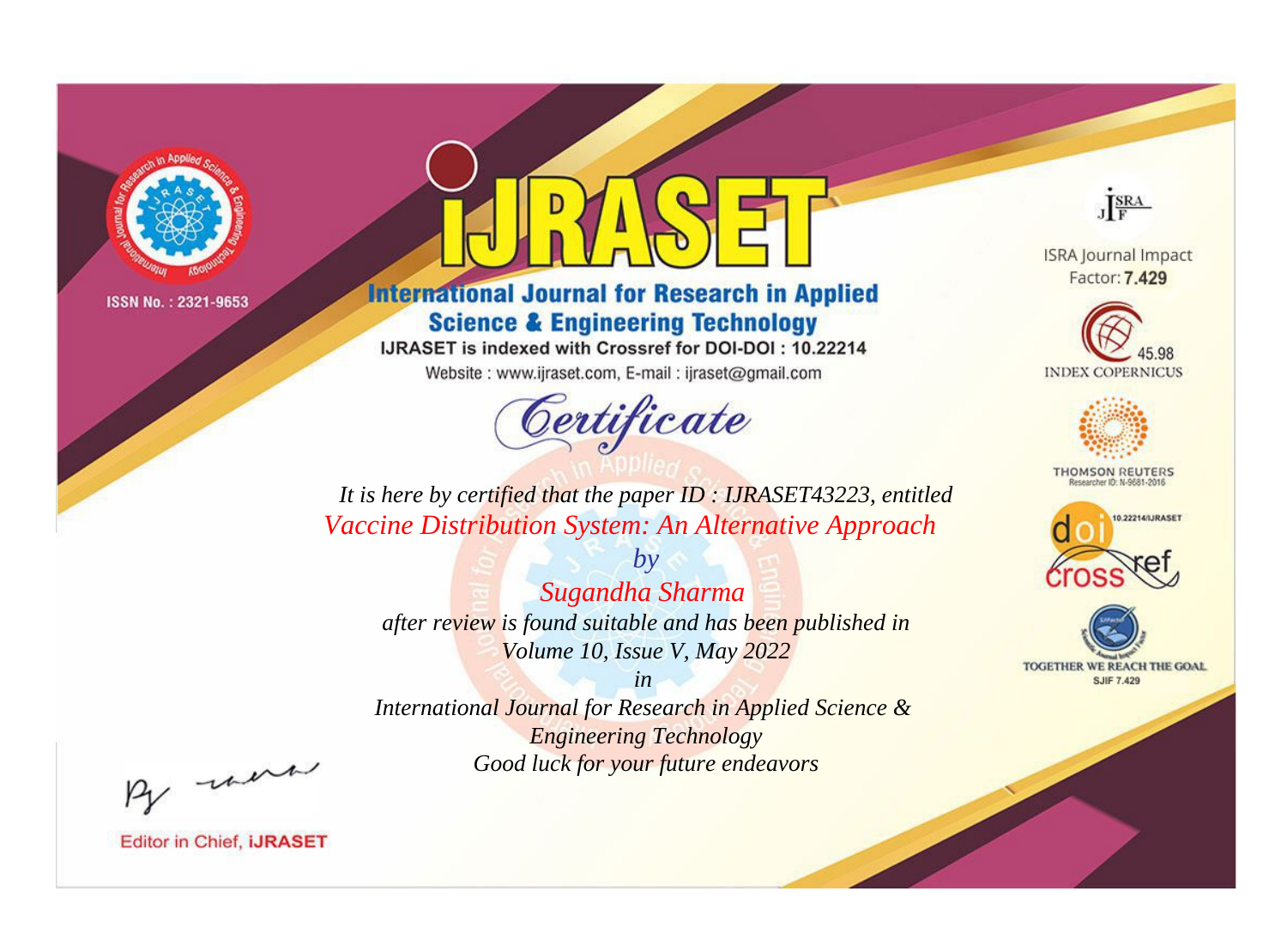ISSN No. : 2321-9653

# IJRASET

## International Journal for Research in Applied Science & Engineering Technology

IJRASET is indexed with Crossref for DOI-DOI : 10.22214

Website : www.ijraset.com, E-mail : ijraset@gmail.com

*Certificate*

*It is here by certified that the paper ID : IJRASET43223, entitled*

*Vaccine Distribution System: An Alternative Approach*

*by*

*Sugandha Sharma*

*after review is found suitable and has been published in*

*Volume 10, Issue V, May 2022*

*in*

*International Journal for Research in Applied Science & Engineering Technology*

*Good luck for your future endeavors*

ISRA Journal Impact Factor: **7.429**

45.98 INDEX COPERNICUS

THOMSON REUTERS Researcher ID: N-9681-2016

10.22214/IJRASET

TOGETHER WE REACH THE GOAL SJIF 7.429

Editor in Chief, **iJRASET**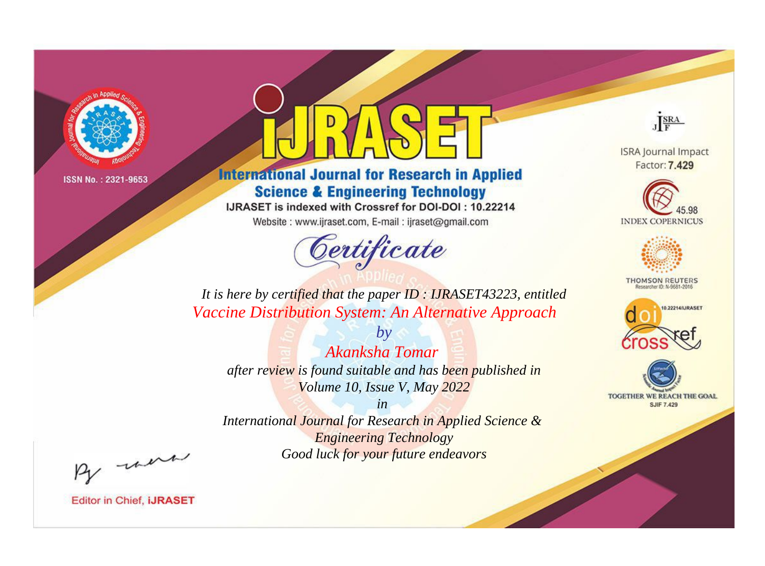ISSN No. : 2321-9653

# iJRASET

## International Journal for Research in Applied Science & Engineering Technology

IJRASET is indexed with Crossref for DOI-DOI : 10.22214

Website : www.ijraset.com, E-mail : ijraset@gmail.com

*Certificate*

*It is here by certified that the paper ID : IJRASET43223, entitled*

*Vaccine Distribution System: An Alternative Approach*

*by*

*Akanksha Tomar*

*after review is found suitable and has been published in*

*Volume 10, Issue V, May 2022*

*in*

*International Journal for Research in Applied Science & Engineering Technology*

*Good luck for your future endeavors*

ISRA Journal Impact Factor: **7.429**

45.98 INDEX COPERNICUS

THOMSON REUTERS Researcher ID: N-9681-2016

10.22214/IJRASET

TOGETHER WE REACH THE GOAL SJIF 7.429

Editor in Chief, **iJRASET**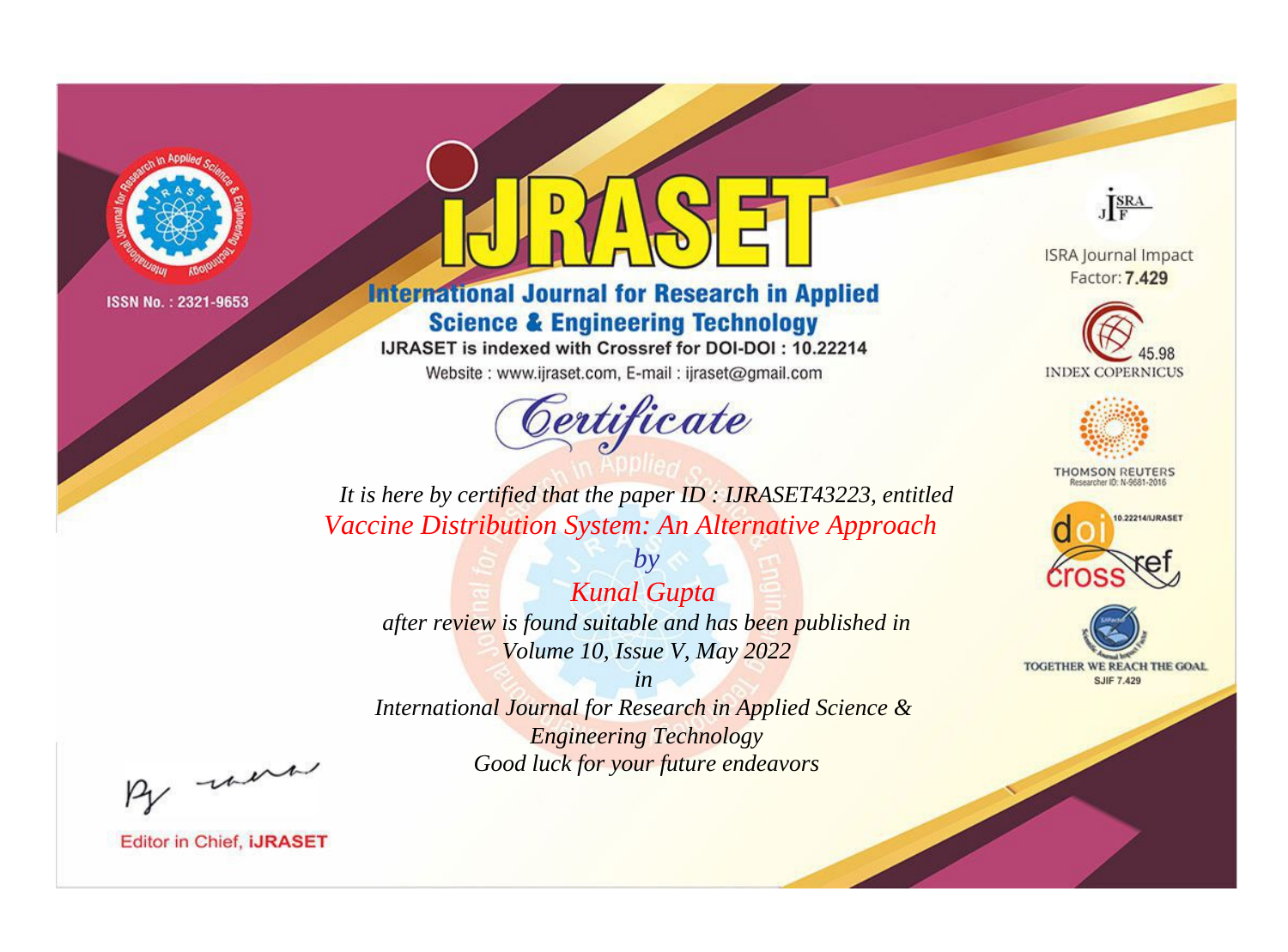ISSN No. : 2321-9653

# iJRASET

## International Journal for Research in Applied Science & Engineering Technology

IJRASET is indexed with Crossref for DOI-DOI : 10.22214

Website : www.ijraset.com, E-mail : ijraset@gmail.com

ISRA Journal Impact Factor: **7.429**

45.98 INDEX COPERNICUS

THOMSON REUTERS Researcher ID: N-9681-2016

10.22214/IJRASET

TOGETHER WE REACH THE GOAL SJIF 7.429

## *Certificate*

*It is here by certified that the paper ID : IJRASET43223, entitled*

*Vaccine Distribution System: An Alternative Approach*

*by*

*Kunal Gupta*

*after review is found suitable and has been published in*

*Volume 10, Issue V, May 2022*

*in*

*International Journal for Research in Applied Science & Engineering Technology*

*Good luck for your future endeavors*

Editor in Chief, **iJRASET**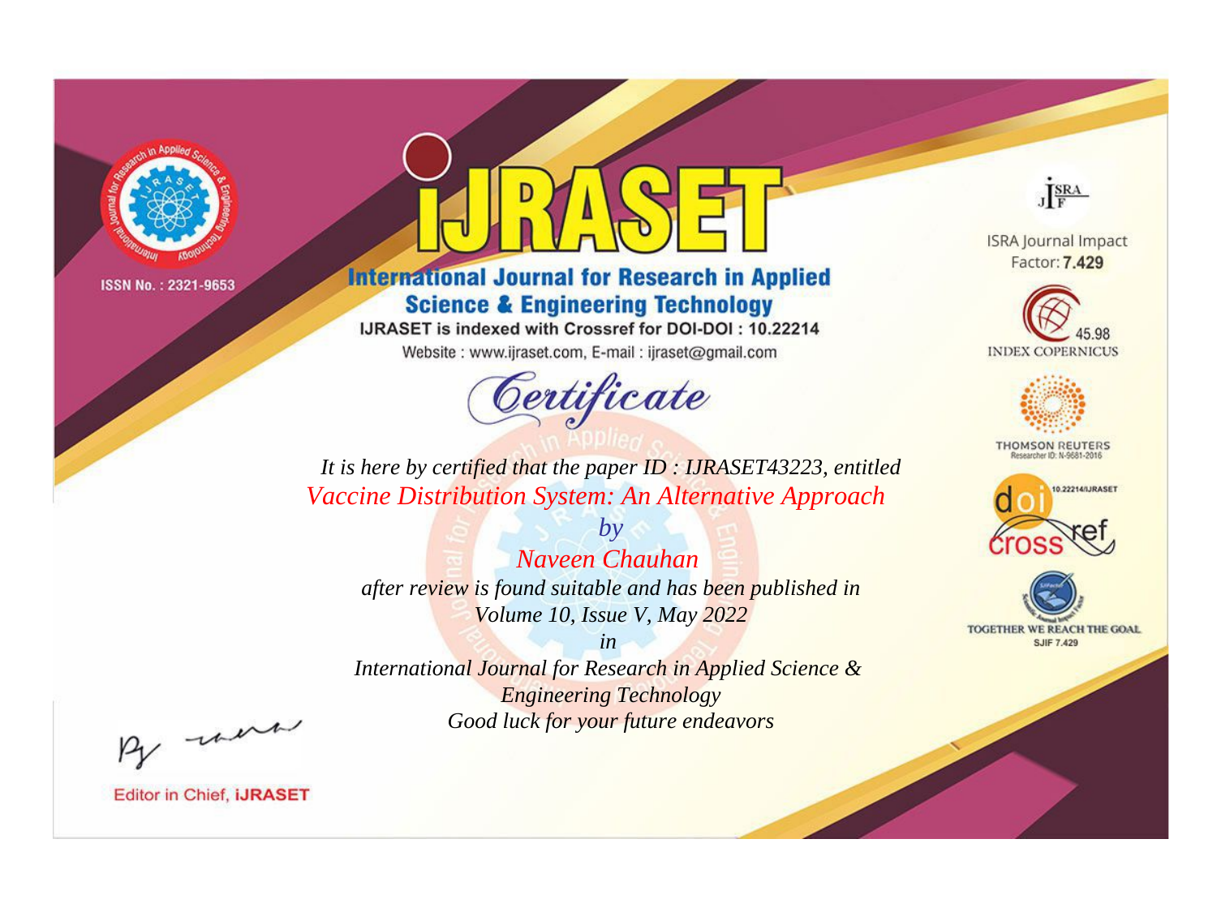ISSN No. : 2321-9653

# iJRASET

## International Journal for Research in Applied Science & Engineering Technology

IJRASET is indexed with Crossref for DOI-DOI : 10.22214

Website : www.ijraset.com, E-mail : ijraset@gmail.com

ISRA Journal Impact Factor: **7.429**

45.98 INDEX COPERNICUS

THOMSON REUTERS Researcher ID: N-9681-2016

10.22214/IJRASET

TOGETHER WE REACH THE GOAL SJIF 7.429

*Certificate*

*It is here by certified that the paper ID : IJRASET43223, entitled*

*Vaccine Distribution System: An Alternative Approach*

*by*

*Naveen Chauhan*

*after review is found suitable and has been published in*

*Volume 10, Issue V, May 2022*

*in*

*International Journal for Research in Applied Science & Engineering Technology*

*Good luck for your future endeavors*

Editor in Chief, **iJRASET**